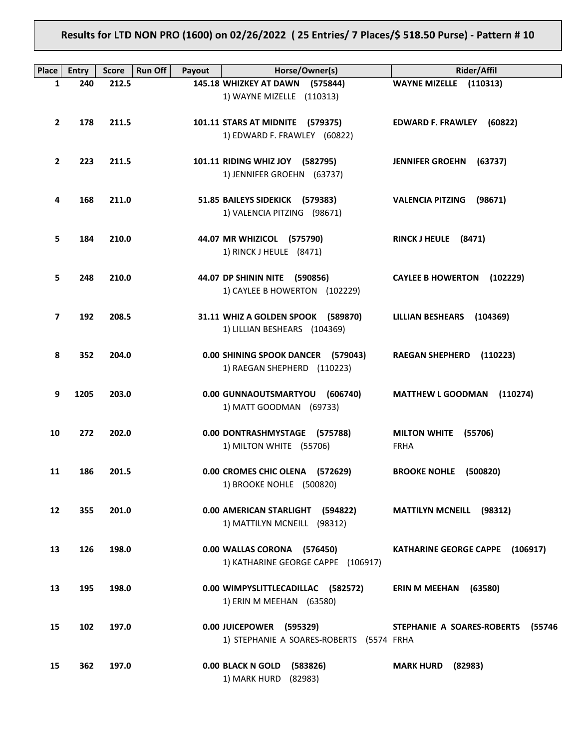## Results for LTD NON PRO (1600) on 02/26/2022 ( 25 Entries/ 7 Places/$ 518.50 Purse) - Pattern # 10

| Place | Entry | Score | Run Off | Payout | Horse/Owner(s) | Rider/Affil |
|---|---|---|---|---|---|---|
| 1 | 240 | 212.5 | | 145.18 | **WHIZKEY AT DAWN (575844)**<br>1) WAYNE MIZELLE (110313) | **WAYNE MIZELLE (110313)** |
| 2 | 178 | 211.5 | | 101.11 | **STARS AT MIDNITE (579375)**<br>1) EDWARD F. FRAWLEY (60822) | **EDWARD F. FRAWLEY (60822)** |
| 2 | 223 | 211.5 | | 101.11 | **RIDING WHIZ JOY (582795)**<br>1) JENNIFER GROEHN (63737) | **JENNIFER GROEHN (63737)** |
| 4 | 168 | 211.0 | | 51.85 | **BAILEYS SIDEKICK (579383)**<br>1) VALENCIA PITZING (98671) | **VALENCIA PITZING (98671)** |
| 5 | 184 | 210.0 | | 44.07 | **MR WHIZICOL (575790)**<br>1) RINCK J HEULE (8471) | **RINCK J HEULE (8471)** |
| 5 | 248 | 210.0 | | 44.07 | **DP SHININ NITE (590856)**<br>1) CAYLEE B HOWERTON (102229) | **CAYLEE B HOWERTON (102229)** |
| 7 | 192 | 208.5 | | 31.11 | **WHIZ A GOLDEN SPOOK (589870)**<br>1) LILLIAN BESHEARS (104369) | **LILLIAN BESHEARS (104369)** |
| 8 | 352 | 204.0 | | 0.00 | **SHINING SPOOK DANCER (579043)**<br>1) RAEGAN SHEPHERD (110223) | **RAEGAN SHEPHERD (110223)** |
| 9 | 1205 | 203.0 | | 0.00 | **GUNNAOUTSMARTYOU (606740)**<br>1) MATT GOODMAN (69733) | **MATTHEW L GOODMAN (110274)** |
| 10 | 272 | 202.0 | | 0.00 | **DONTRASHMYSTAGE (575788)**<br>1) MILTON WHITE (55706) | **MILTON WHITE (55706)**<br>FRHA |
| 11 | 186 | 201.5 | | 0.00 | **CROMES CHIC OLENA (572629)**<br>1) BROOKE NOHLE (500820) | **BROOKE NOHLE (500820)** |
| 12 | 355 | 201.0 | | 0.00 | **AMERICAN STARLIGHT (594822)**<br>1) MATTILYN MCNEILL (98312) | **MATTILYN MCNEILL (98312)** |
| 13 | 126 | 198.0 | | 0.00 | **WALLAS CORONA (576450)**<br>1) KATHARINE GEORGE CAPPE (106917) | **KATHARINE GEORGE CAPPE (106917)** |
| 13 | 195 | 198.0 | | 0.00 | **WIMPYSLITTLECADILLAC (582572)**<br>1) ERIN M MEEHAN (63580) | **ERIN M MEEHAN (63580)** |
| 15 | 102 | 197.0 | | 0.00 | **JUICEPOWER (595329)**<br>1) STEPHANIE A SOARES-ROBERTS (5574 | **STEPHANIE A SOARES-ROBERTS (55746**<br>FRHA |
| 15 | 362 | 197.0 | | 0.00 | **BLACK N GOLD (583826)**<br>1) MARK HURD (82983) | **MARK HURD (82983)** |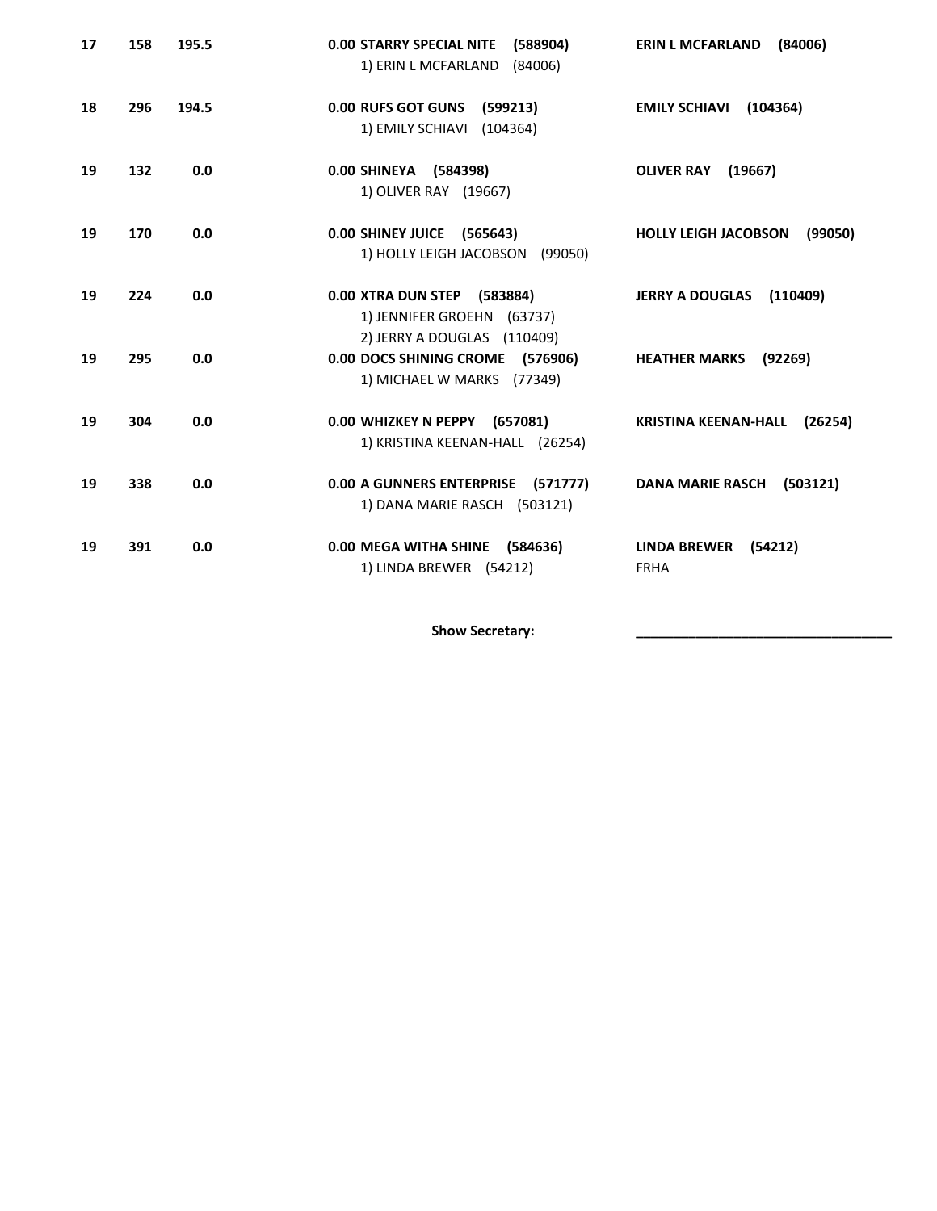| Place | Back # | Score | | Horse / Rider | Owner |
|---|---|---|---|---|---|
| 17 | 158 | 195.5 | 0.00 | **STARRY SPECIAL NITE (588904)**<br>1) ERIN L MCFARLAND (84006) | **ERIN L MCFARLAND (84006)** |
| 18 | 296 | 194.5 | 0.00 | **RUFS GOT GUNS (599213)**<br>1) EMILY SCHIAVI (104364) | **EMILY SCHIAVI (104364)** |
| 19 | 132 | 0.0 | 0.00 | **SHINEYA (584398)**<br>1) OLIVER RAY (19667) | **OLIVER RAY (19667)** |
| 19 | 170 | 0.0 | 0.00 | **SHINEY JUICE (565643)**<br>1) HOLLY LEIGH JACOBSON (99050) | **HOLLY LEIGH JACOBSON (99050)** |
| 19 | 224 | 0.0 | 0.00 | **XTRA DUN STEP (583884)**<br>1) JENNIFER GROEHN (63737)<br>2) JERRY A DOUGLAS (110409) | **JERRY A DOUGLAS (110409)** |
| 19 | 295 | 0.0 | 0.00 | **DOCS SHINING CROME (576906)**<br>1) MICHAEL W MARKS (77349) | **HEATHER MARKS (92269)** |
| 19 | 304 | 0.0 | 0.00 | **WHIZKEY N PEPPY (657081)**<br>1) KRISTINA KEENAN-HALL (26254) | **KRISTINA KEENAN-HALL (26254)** |
| 19 | 338 | 0.0 | 0.00 | **A GUNNERS ENTERPRISE (571777)**<br>1) DANA MARIE RASCH (503121) | **DANA MARIE RASCH (503121)** |
| 19 | 391 | 0.0 | 0.00 | **MEGA WITHA SHINE (584636)**<br>1) LINDA BREWER (54212) | **LINDA BREWER (54212)**<br>FRHA |

**Show Secretary:** ___________________________________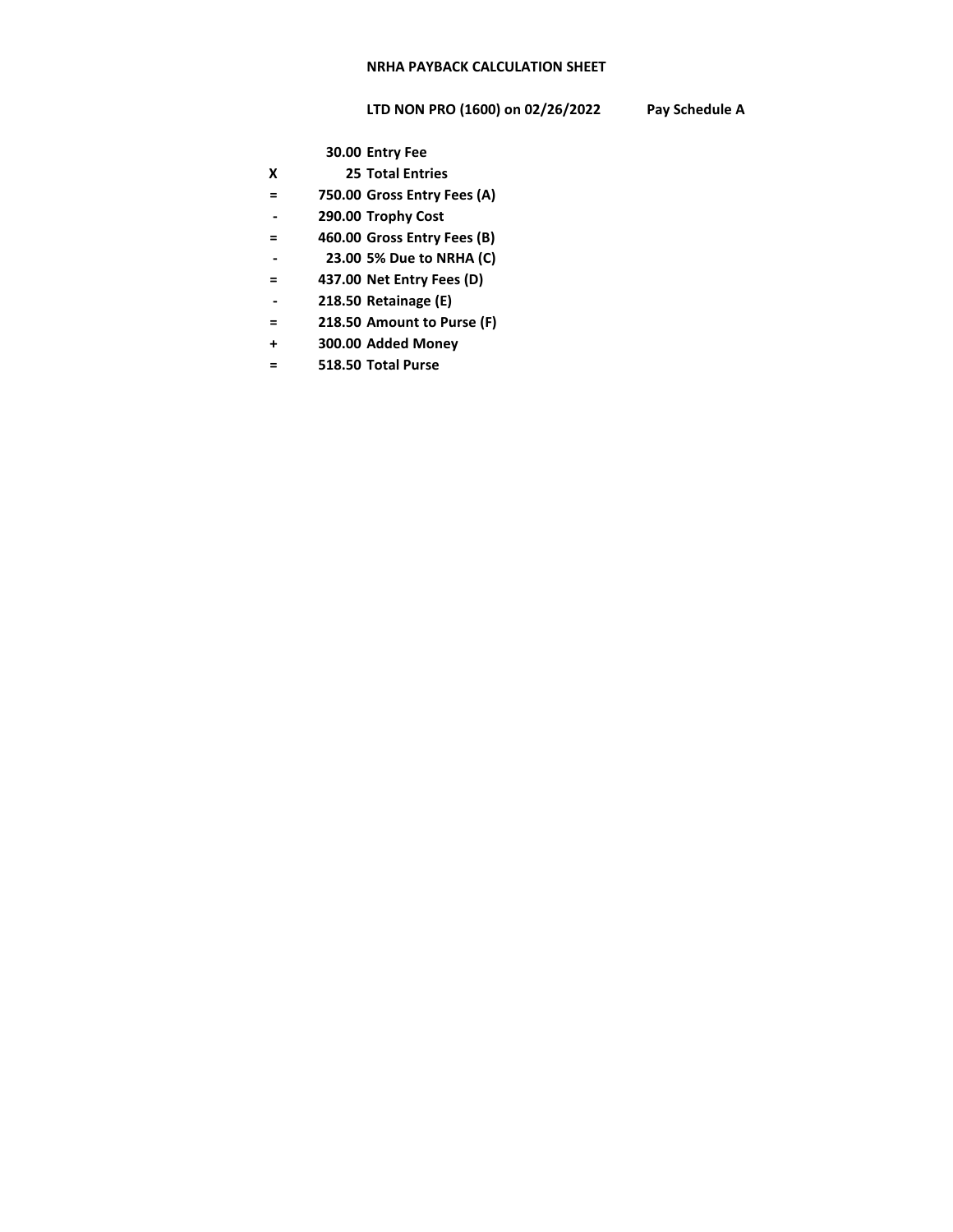**NRHA PAYBACK CALCULATION SHEET**

**LTD NON PRO (1600) on 02/26/2022 Pay Schedule A**

| | | |
|---|---|---|
| | 30.00 | Entry Fee |
| X | 25 | Total Entries |
| = | 750.00 | Gross Entry Fees (A) |
| - | 290.00 | Trophy Cost |
| = | 460.00 | Gross Entry Fees (B) |
| - | 23.00 | 5% Due to NRHA (C) |
| = | 437.00 | Net Entry Fees (D) |
| - | 218.50 | Retainage (E) |
| = | 218.50 | Amount to Purse (F) |
| + | 300.00 | Added Money |
| = | 518.50 | Total Purse |